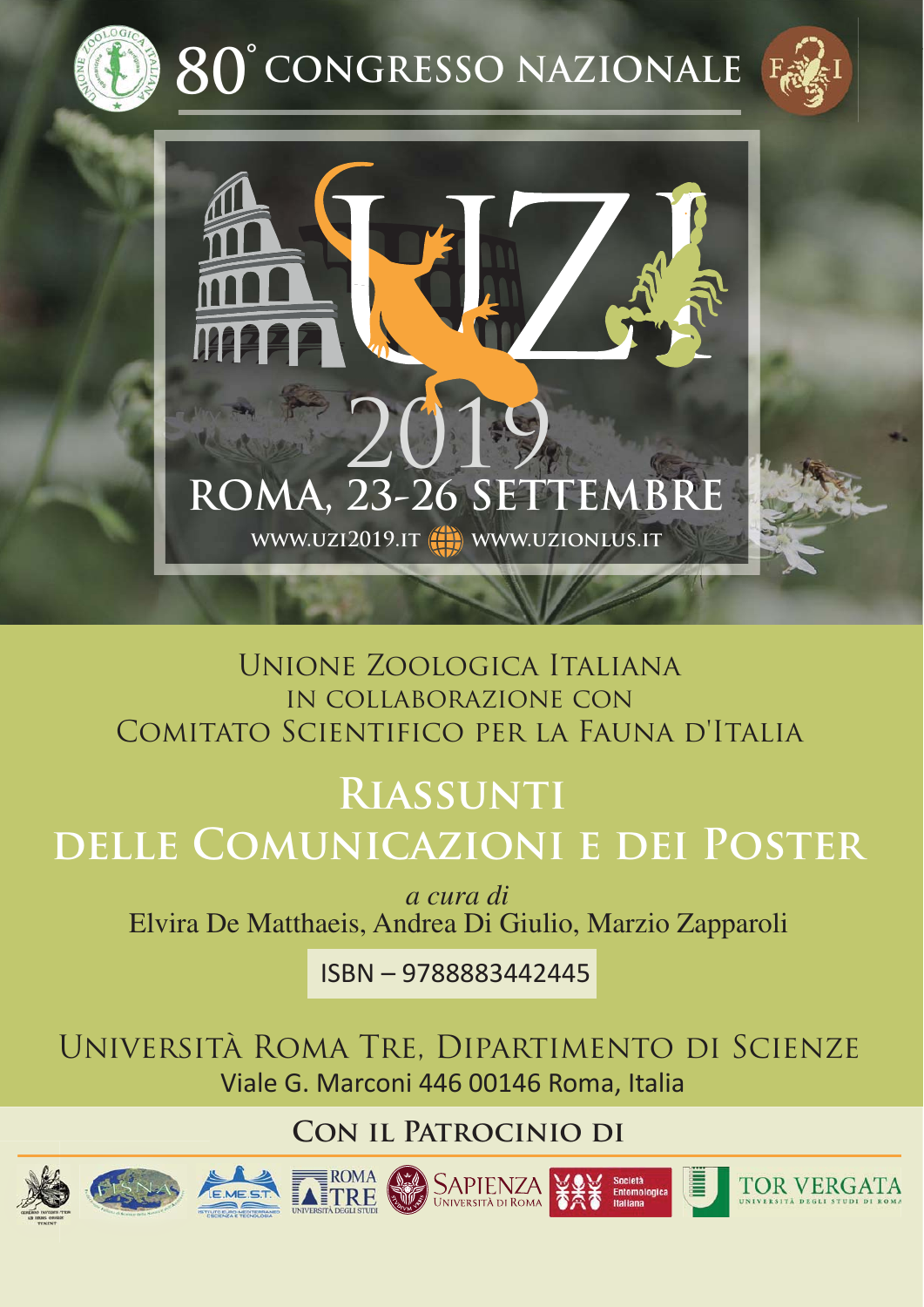# 80° CONGRESSO NAZIONALE

# UZI 2019

## ROMA, 23-26 SETTEMBRE

WWW.UZI2019.IT WWW.UZIONLUS.IT

UNIONE ZOOLOGICA ITALIANA
IN COLLABORAZIONE CON
COMITATO SCIENTIFICO PER LA FAUNA D'ITALIA

# RIASSUNTI DELLE COMUNICAZIONI E DEI POSTER

*a cura di*
Elvira De Matthaeis, Andrea Di Giulio, Marzio Zapparoli

ISBN – 9788883442445

UNIVERSITÀ ROMA TRE, DIPARTIMENTO DI SCIENZE
Viale G. Marconi 446 00146 Roma, Italia

**CON IL PATROCINIO DI**

ROMA TRE UNIVERSITÀ DEGLI STUDI · SAPIENZA UNIVERSITÀ DI ROMA · Società Entomologica Italiana · TOR VERGATA UNIVERSITÀ DEGLI STUDI DI ROMA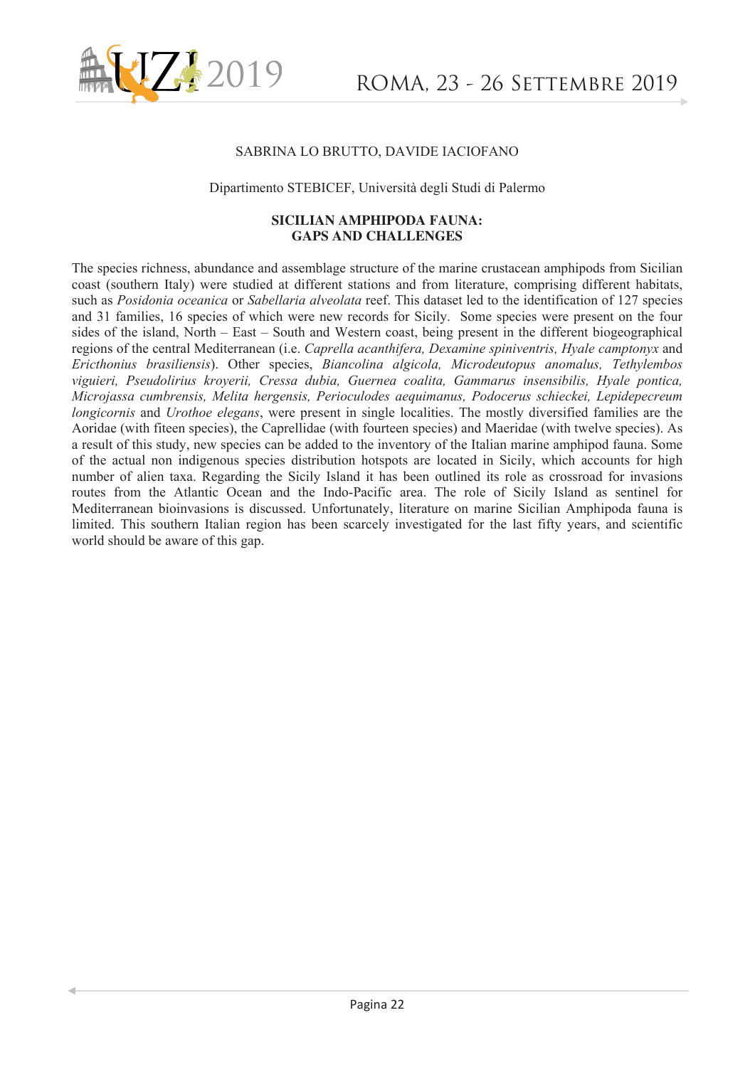SABRINA LO BRUTTO, DAVIDE IACIOFANO

Dipartimento STEBICEF, Università degli Studi di Palermo

**SICILIAN AMPHIPODA FAUNA: GAPS AND CHALLENGES**

The species richness, abundance and assemblage structure of the marine crustacean amphipods from Sicilian coast (southern Italy) were studied at different stations and from literature, comprising different habitats, such as *Posidonia oceanica* or *Sabellaria alveolata* reef. This dataset led to the identification of 127 species and 31 families, 16 species of which were new records for Sicily. Some species were present on the four sides of the island, North – East – South and Western coast, being present in the different biogeographical regions of the central Mediterranean (i.e. *Caprella acanthifera, Dexamine spiniventris, Hyale camptonyx* and *Ericthonius brasiliensis*). Other species, *Biancolina algicola, Microdeutopus anomalus, Tethylembos viguieri, Pseudolirius kroyerii, Cressa dubia, Guernea coalita, Gammarus insensibilis, Hyale pontica, Microjassa cumbrensis, Melita hergensis, Perioculodes aequimanus, Podocerus schieckei, Lepidepecreum longicornis* and *Urothoe elegans*, were present in single localities. The mostly diversified families are the Aoridae (with fiteen species), the Caprellidae (with fourteen species) and Maeridae (with twelve species). As a result of this study, new species can be added to the inventory of the Italian marine amphipod fauna. Some of the actual non indigenous species distribution hotspots are located in Sicily, which accounts for high number of alien taxa. Regarding the Sicily Island it has been outlined its role as crossroad for invasions routes from the Atlantic Ocean and the Indo-Pacific area. The role of Sicily Island as sentinel for Mediterranean bioinvasions is discussed. Unfortunately, literature on marine Sicilian Amphipoda fauna is limited. This southern Italian region has been scarcely investigated for the last fifty years, and scientific world should be aware of this gap.